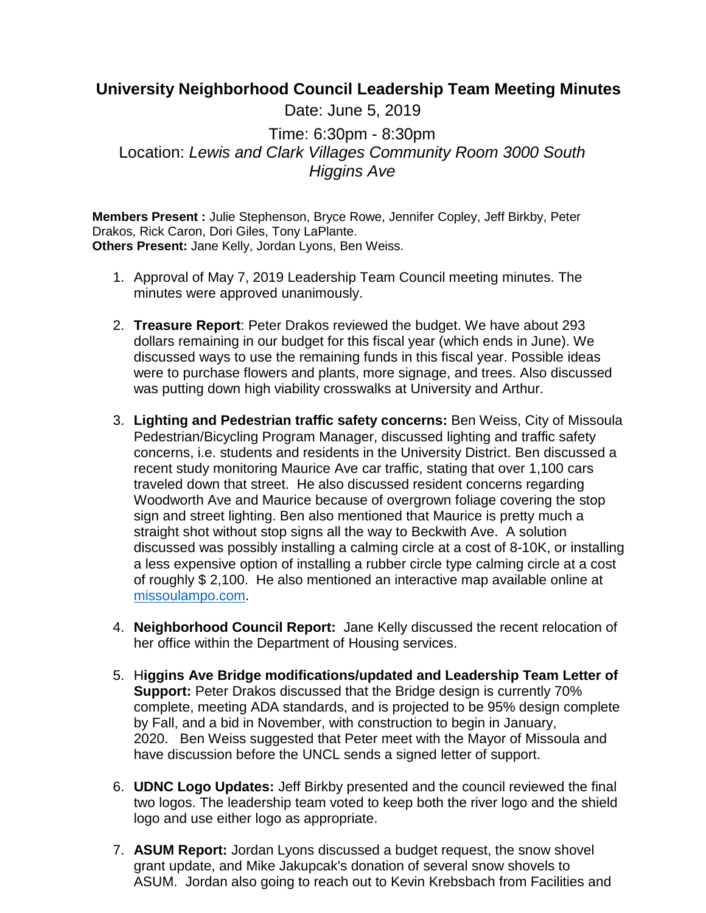# University Neighborhood Council Leadership Team Meeting Minutes

Date: June 5, 2019

Time: 6:30pm - 8:30pm

Location: *Lewis and Clark Villages Community Room 3000 South Higgins Ave*

**Members Present :** Julie Stephenson, Bryce Rowe, Jennifer Copley, Jeff Birkby, Peter Drakos, Rick Caron, Dori Giles, Tony LaPlante.
**Others Present:** Jane Kelly, Jordan Lyons, Ben Weiss.

1. Approval of May 7, 2019 Leadership Team Council meeting minutes. The minutes were approved unanimously.

2. **Treasure Report**: Peter Drakos reviewed the budget. We have about 293 dollars remaining in our budget for this fiscal year (which ends in June). We discussed ways to use the remaining funds in this fiscal year. Possible ideas were to purchase flowers and plants, more signage, and trees. Also discussed was putting down high viability crosswalks at University and Arthur.

3. **Lighting and Pedestrian traffic safety concerns:** Ben Weiss, City of Missoula Pedestrian/Bicycling Program Manager, discussed lighting and traffic safety concerns, i.e. students and residents in the University District. Ben discussed a recent study monitoring Maurice Ave car traffic, stating that over 1,100 cars traveled down that street. He also discussed resident concerns regarding Woodworth Ave and Maurice because of overgrown foliage covering the stop sign and street lighting. Ben also mentioned that Maurice is pretty much a straight shot without stop signs all the way to Beckwith Ave. A solution discussed was possibly installing a calming circle at a cost of 8-10K, or installing a less expensive option of installing a rubber circle type calming circle at a cost of roughly $ 2,100. He also mentioned an interactive map available online at [missoulampo.com](missoulampo.com).

4. **Neighborhood Council Report:** Jane Kelly discussed the recent relocation of her office within the Department of Housing services.

5. H**iggins Ave Bridge modifications/updated and Leadership Team Letter of Support:** Peter Drakos discussed that the Bridge design is currently 70% complete, meeting ADA standards, and is projected to be 95% design complete by Fall, and a bid in November, with construction to begin in January, 2020. Ben Weiss suggested that Peter meet with the Mayor of Missoula and have discussion before the UNCL sends a signed letter of support.

6. **UDNC Logo Updates:** Jeff Birkby presented and the council reviewed the final two logos. The leadership team voted to keep both the river logo and the shield logo and use either logo as appropriate.

7. **ASUM Report:** Jordan Lyons discussed a budget request, the snow shovel grant update, and Mike Jakupcak's donation of several snow shovels to ASUM. Jordan also going to reach out to Kevin Krebsbach from Facilities and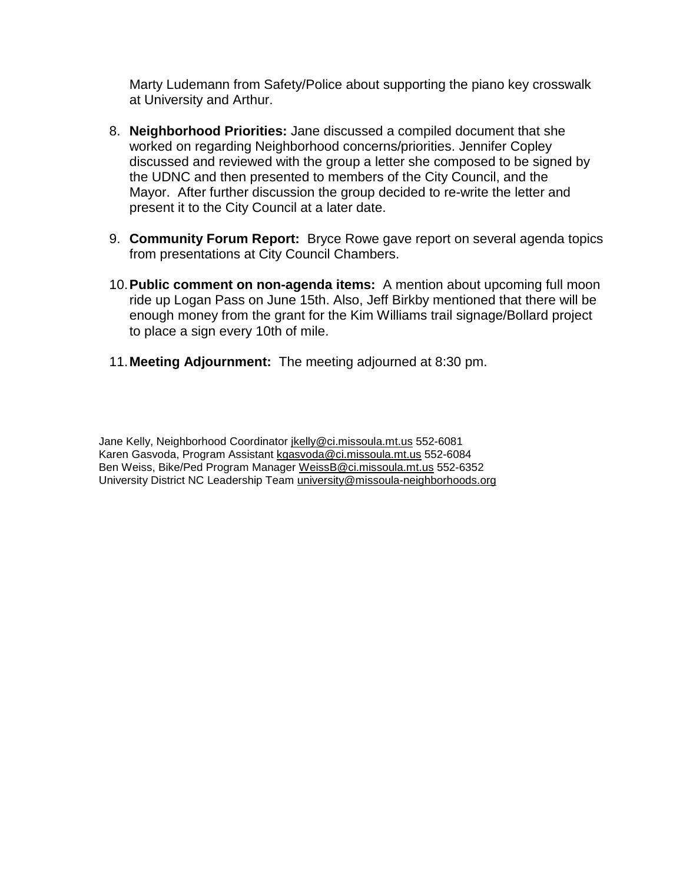Marty Ludemann from Safety/Police about supporting the piano key crosswalk at University and Arthur.

8. **Neighborhood Priorities:** Jane discussed a compiled document that she worked on regarding Neighborhood concerns/priorities. Jennifer Copley discussed and reviewed with the group a letter she composed to be signed by the UDNC and then presented to members of the City Council, and the Mayor. After further discussion the group decided to re-write the letter and present it to the City Council at a later date.

9. **Community Forum Report:** Bryce Rowe gave report on several agenda topics from presentations at City Council Chambers.

10. **Public comment on non-agenda items:** A mention about upcoming full moon ride up Logan Pass on June 15th. Also, Jeff Birkby mentioned that there will be enough money from the grant for the Kim Williams trail signage/Bollard project to place a sign every 10th of mile.

11. **Meeting Adjournment:** The meeting adjourned at 8:30 pm.

Jane Kelly, Neighborhood Coordinator jkelly@ci.missoula.mt.us 552-6081
Karen Gasvoda, Program Assistant kgasvoda@ci.missoula.mt.us 552-6084
Ben Weiss, Bike/Ped Program Manager WeissB@ci.missoula.mt.us 552-6352
University District NC Leadership Team university@missoula-neighborhoods.org